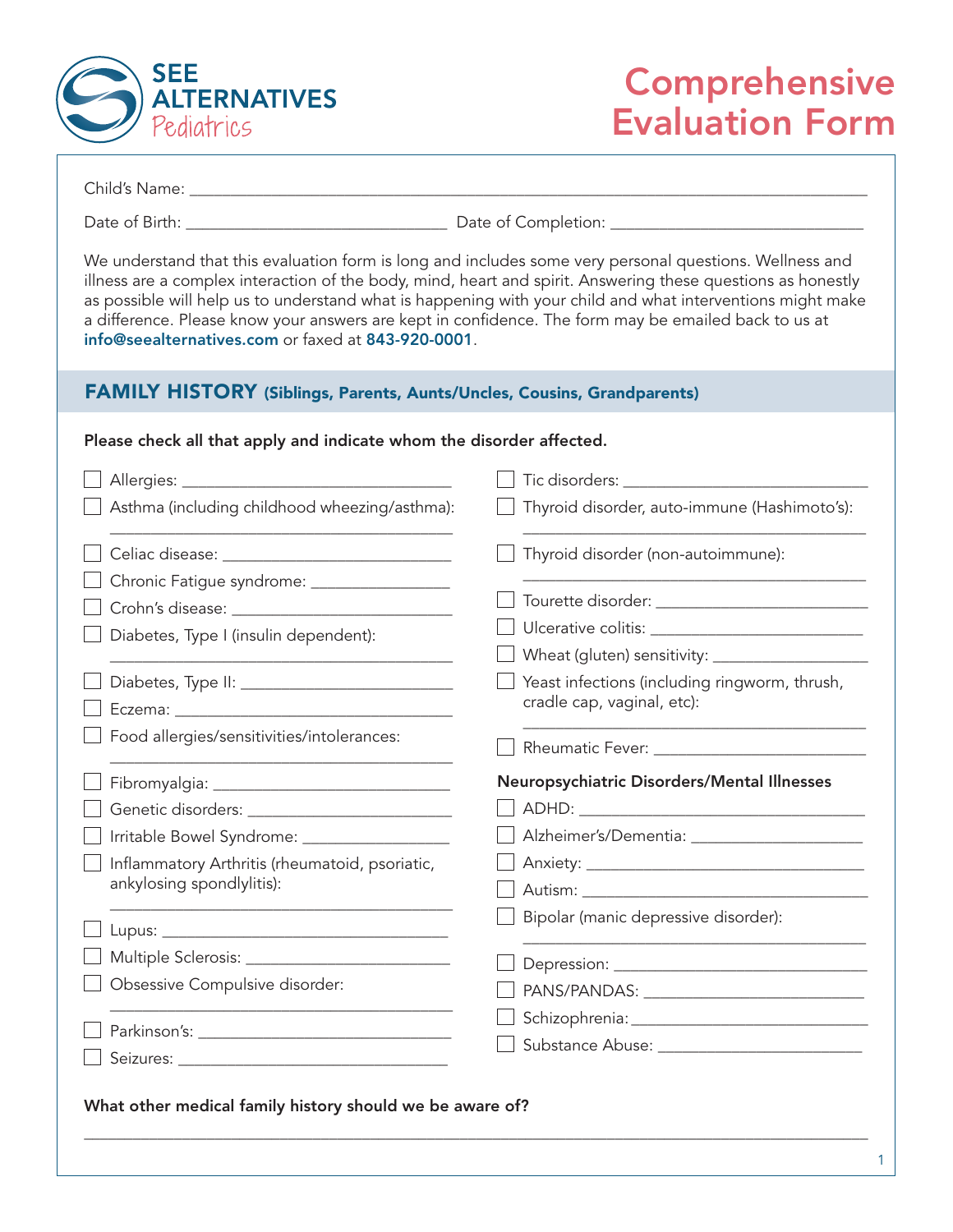SEE ALTERNATIVES Pediatrics

# Comprehensive Evaluation Form

Child's Name: ______________________________

Date of Birth: ______________________ Date of Completion: ______________________

We understand that this evaluation form is long and includes some very personal questions. Wellness and illness are a complex interaction of the body, mind, heart and spirit. Answering these questions as honestly as possible will help us to understand what is happening with your child and what interventions might make a difference. Please know your answers are kept in confidence. The form may be emailed back to us at **info@seealternatives.com** or faxed at **843-920-0001**.

## FAMILY HISTORY (Siblings, Parents, Aunts/Uncles, Cousins, Grandparents)

**Please check all that apply and indicate whom the disorder affected.**

- ☐ Allergies: ______________________
- ☐ Asthma (including childhood wheezing/asthma): ______________________
- ☐ Celiac disease: ______________________
- ☐ Chronic Fatigue syndrome: ______________________
- ☐ Crohn's disease: ______________________
- ☐ Diabetes, Type I (insulin dependent): ______________________
- ☐ Diabetes, Type II: ______________________
- ☐ Eczema: ______________________
- ☐ Food allergies/sensitivities/intolerances: ______________________
- ☐ Fibromyalgia: ______________________
- ☐ Genetic disorders: ______________________
- ☐ Irritable Bowel Syndrome: ______________________
- ☐ Inflammatory Arthritis (rheumatoid, psoriatic, ankylosing spondylitis): ______________________
- ☐ Lupus: ______________________
- ☐ Multiple Sclerosis: ______________________
- ☐ Obsessive Compulsive disorder: ______________________
- ☐ Parkinson's: ______________________
- ☐ Seizures: ______________________
- ☐ Tic disorders: ______________________
- ☐ Thyroid disorder, auto-immune (Hashimoto's): ______________________
- ☐ Thyroid disorder (non-autoimmune): ______________________
- ☐ Tourette disorder: ______________________
- ☐ Ulcerative colitis: ______________________
- ☐ Wheat (gluten) sensitivity: ______________________
- ☐ Yeast infections (including ringworm, thrush, cradle cap, vaginal, etc): ______________________
- ☐ Rheumatic Fever: ______________________

**Neuropsychiatric Disorders/Mental Illnesses**

- ☐ ADHD: ______________________
- ☐ Alzheimer's/Dementia: ______________________
- ☐ Anxiety: ______________________
- ☐ Autism: ______________________
- ☐ Bipolar (manic depressive disorder): ______________________
- ☐ Depression: ______________________
- ☐ PANS/PANDAS: ______________________
- ☐ Schizophrenia: ______________________
- ☐ Substance Abuse: ______________________

**What other medical family history should we be aware of?**

______________________________________________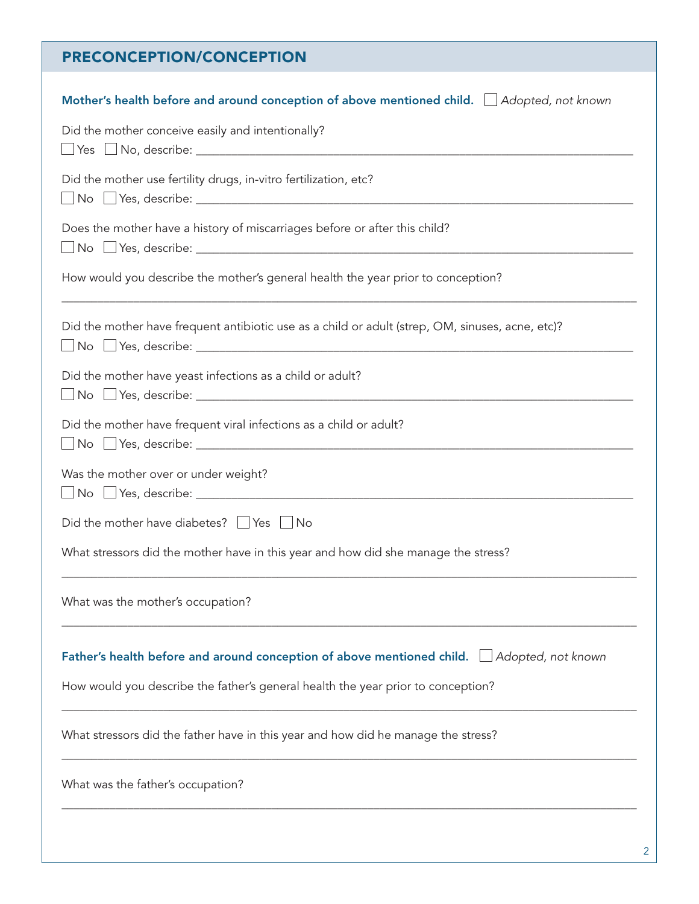## PRECONCEPTION/CONCEPTION

**Mother's health before and around conception of above mentioned child.** ☐ *Adopted, not known*

Did the mother conceive easily and intentionally?
☐ Yes ☐ No, describe: ____________________

Did the mother use fertility drugs, in-vitro fertilization, etc?
☐ No ☐ Yes, describe: ____________________

Does the mother have a history of miscarriages before or after this child?
☐ No ☐ Yes, describe: ____________________

How would you describe the mother's general health the year prior to conception?
____________________

Did the mother have frequent antibiotic use as a child or adult (strep, OM, sinuses, acne, etc)?
☐ No ☐ Yes, describe: ____________________

Did the mother have yeast infections as a child or adult?
☐ No ☐ Yes, describe: ____________________

Did the mother have frequent viral infections as a child or adult?
☐ No ☐ Yes, describe: ____________________

Was the mother over or under weight?
☐ No ☐ Yes, describe: ____________________

Did the mother have diabetes? ☐ Yes ☐ No

What stressors did the mother have in this year and how did she manage the stress?
____________________

What was the mother's occupation?
____________________

**Father's health before and around conception of above mentioned child.** ☐ *Adopted, not known*

How would you describe the father's general health the year prior to conception?
____________________

What stressors did the father have in this year and how did he manage the stress?
____________________

What was the father's occupation?
____________________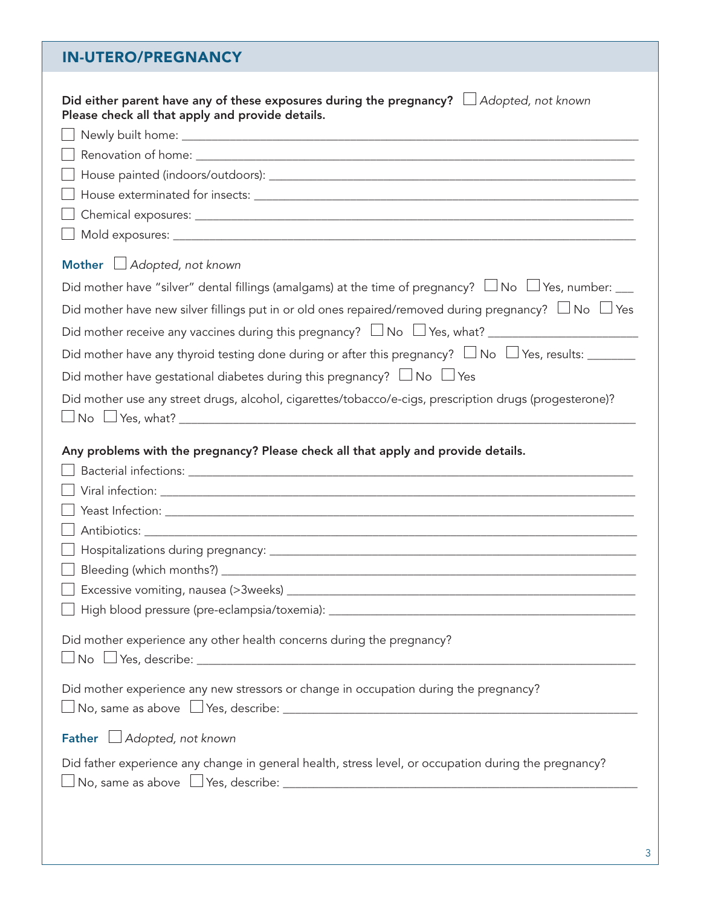## IN-UTERO/PREGNANCY

**Did either parent have any of these exposures during the pregnancy?** ☐ *Adopted, not known*
**Please check all that apply and provide details.**

- ☐ Newly built home: ______________________________
- ☐ Renovation of home: ______________________________
- ☐ House painted (indoors/outdoors): ______________________________
- ☐ House exterminated for insects: ______________________________
- ☐ Chemical exposures: ______________________________
- ☐ Mold exposures: ______________________________

### Mother ☐ *Adopted, not known*

Did mother have "silver" dental fillings (amalgams) at the time of pregnancy? ☐ No ☐ Yes, number: ___

Did mother have new silver fillings put in or old ones repaired/removed during pregnancy? ☐ No ☐ Yes

Did mother receive any vaccines during this pregnancy? ☐ No ☐ Yes, what? ______________________________

Did mother have any thyroid testing done during or after this pregnancy? ☐ No ☐ Yes, results: ________

Did mother have gestational diabetes during this pregnancy? ☐ No ☐ Yes

Did mother use any street drugs, alcohol, cigarettes/tobacco/e-cigs, prescription drugs (progesterone)?
☐ No ☐ Yes, what? ______________________________

**Any problems with the pregnancy? Please check all that apply and provide details.**

- ☐ Bacterial infections: ______________________________
- ☐ Viral infection: ______________________________
- ☐ Yeast Infection: ______________________________
- ☐ Antibiotics: ______________________________
- ☐ Hospitalizations during pregnancy: ______________________________
- ☐ Bleeding (which months?) ______________________________
- ☐ Excessive vomiting, nausea (>3weeks) ______________________________
- ☐ High blood pressure (pre-eclampsia/toxemia): ______________________________

Did mother experience any other health concerns during the pregnancy?
☐ No ☐ Yes, describe: ______________________________

Did mother experience any new stressors or change in occupation during the pregnancy?
☐ No, same as above ☐ Yes, describe: ______________________________

### Father ☐ *Adopted, not known*

Did father experience any change in general health, stress level, or occupation during the pregnancy?
☐ No, same as above ☐ Yes, describe: ______________________________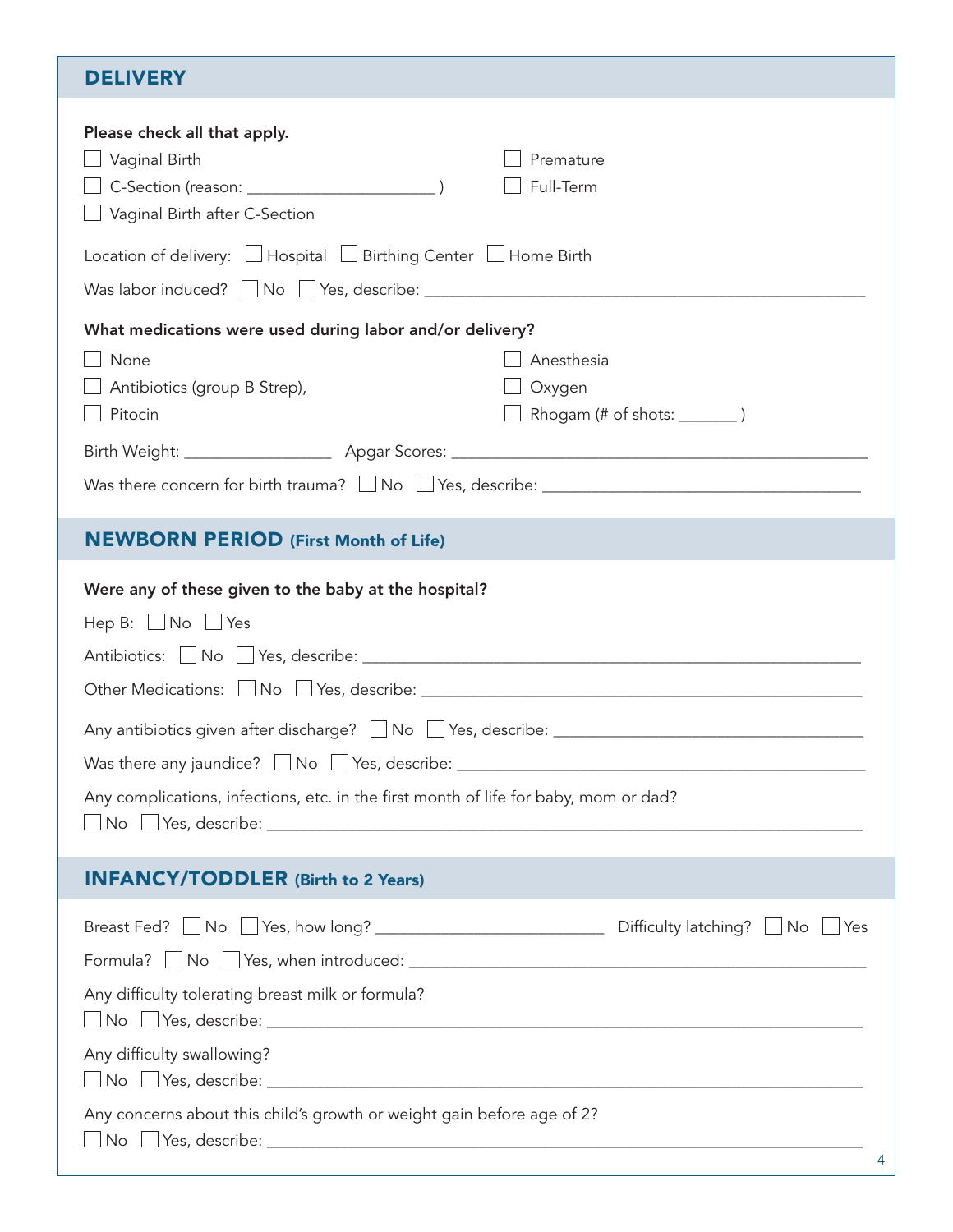## DELIVERY

**Please check all that apply.**

- ☐ Vaginal Birth
- ☐ C-Section (reason: ____________________ )
- ☐ Vaginal Birth after C-Section
- ☐ Premature
- ☐ Full-Term

Location of delivery: ☐ Hospital ☐ Birthing Center ☐ Home Birth

Was labor induced? ☐ No ☐ Yes, describe: ____________________

**What medications were used during labor and/or delivery?**

- ☐ None
- ☐ Antibiotics (group B Strep),
- ☐ Pitocin
- ☐ Anesthesia
- ☐ Oxygen
- ☐ Rhogam (# of shots: _______ )

Birth Weight: ________________ Apgar Scores: ____________________

Was there concern for birth trauma? ☐ No ☐ Yes, describe: ____________________

## NEWBORN PERIOD (First Month of Life)

**Were any of these given to the baby at the hospital?**

Hep B: ☐ No ☐ Yes

Antibiotics: ☐ No ☐ Yes, describe: ____________________

Other Medications: ☐ No ☐ Yes, describe: ____________________

Any antibiotics given after discharge? ☐ No ☐ Yes, describe: ____________________

Was there any jaundice? ☐ No ☐ Yes, describe: ____________________

Any complications, infections, etc. in the first month of life for baby, mom or dad?
☐ No ☐ Yes, describe: ____________________

## INFANCY/TODDLER (Birth to 2 Years)

Breast Fed? ☐ No ☐ Yes, how long? ____________________ Difficulty latching? ☐ No ☐ Yes

Formula? ☐ No ☐ Yes, when introduced: ____________________

Any difficulty tolerating breast milk or formula?
☐ No ☐ Yes, describe: ____________________

Any difficulty swallowing?
☐ No ☐ Yes, describe: ____________________

Any concerns about this child's growth or weight gain before age of 2?
☐ No ☐ Yes, describe: ____________________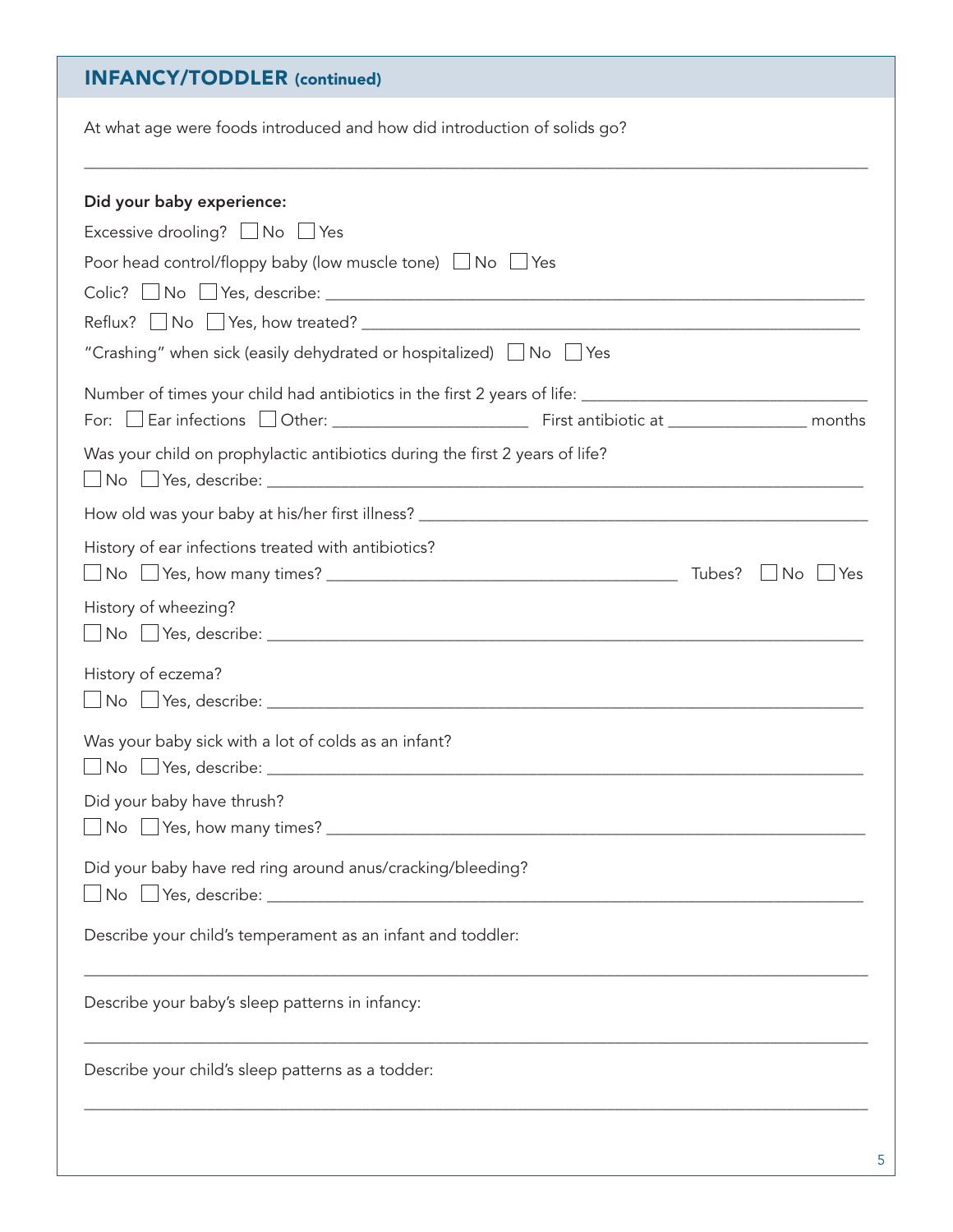## INFANCY/TODDLER (continued)

At what age were foods introduced and how did introduction of solids go?

_______________________________________________________________________________

**Did your baby experience:**

Excessive drooling? ☐ No ☐ Yes

Poor head control/floppy baby (low muscle tone) ☐ No ☐ Yes

Colic? ☐ No ☐ Yes, describe: _______________________________________________

Reflux? ☐ No ☐ Yes, how treated? _______________________________________________

"Crashing" when sick (easily dehydrated or hospitalized) ☐ No ☐ Yes

Number of times your child had antibiotics in the first 2 years of life: ________________________

For: ☐ Ear infections ☐ Other: ____________________ First antibiotic at ______________ months

Was your child on prophylactic antibiotics during the first 2 years of life?

☐ No ☐ Yes, describe: _______________________________________________

How old was your baby at his/her first illness? _______________________________________________

History of ear infections treated with antibiotics?

☐ No ☐ Yes, how many times? ___________________________________ Tubes? ☐ No ☐ Yes

History of wheezing?

☐ No ☐ Yes, describe: _______________________________________________

History of eczema?

☐ No ☐ Yes, describe: _______________________________________________

Was your baby sick with a lot of colds as an infant?

☐ No ☐ Yes, describe: _______________________________________________

Did your baby have thrush?

☐ No ☐ Yes, how many times? _______________________________________________

Did your baby have red ring around anus/cracking/bleeding?

☐ No ☐ Yes, describe: _______________________________________________

Describe your child's temperament as an infant and toddler:

_______________________________________________________________________________

Describe your baby's sleep patterns in infancy:

_______________________________________________________________________________

Describe your child's sleep patterns as a todder:

_______________________________________________________________________________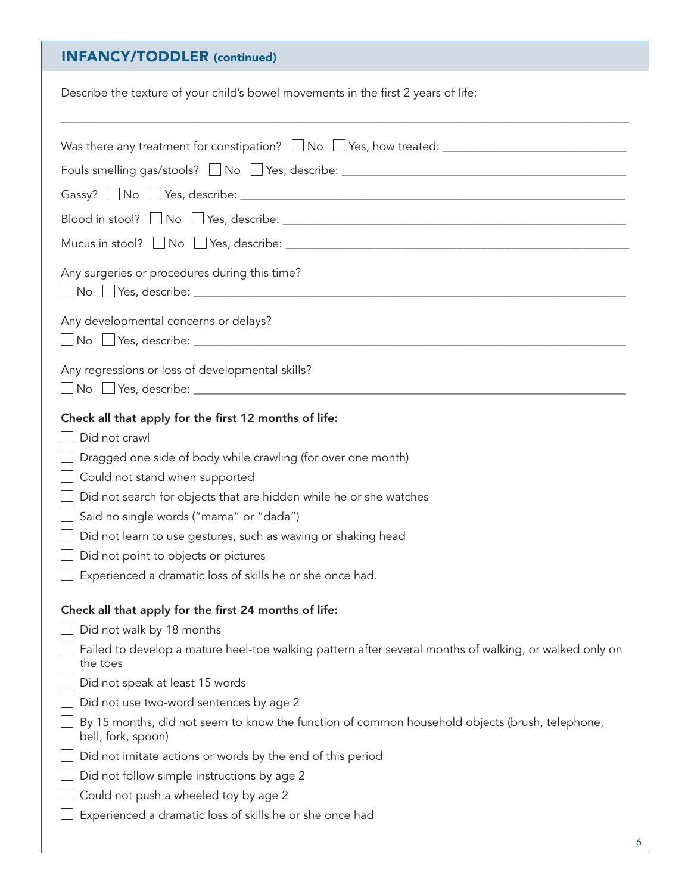## INFANCY/TODDLER (continued)

Describe the texture of your child's bowel movements in the first 2 years of life:

______________________________________________________________________________

Was there any treatment for constipation? ☐ No ☐ Yes, how treated: ____________________

Fouls smelling gas/stools? ☐ No ☐ Yes, describe: ____________________

Gassy? ☐ No ☐ Yes, describe: ____________________

Blood in stool? ☐ No ☐ Yes, describe: ____________________

Mucus in stool? ☐ No ☐ Yes, describe: ____________________

Any surgeries or procedures during this time?
☐ No ☐ Yes, describe: ____________________

Any developmental concerns or delays?
☐ No ☐ Yes, describe: ____________________

Any regressions or loss of developmental skills?
☐ No ☐ Yes, describe: ____________________

**Check all that apply for the first 12 months of life:**

- ☐ Did not crawl
- ☐ Dragged one side of body while crawling (for over one month)
- ☐ Could not stand when supported
- ☐ Did not search for objects that are hidden while he or she watches
- ☐ Said no single words ("mama" or "dada")
- ☐ Did not learn to use gestures, such as waving or shaking head
- ☐ Did not point to objects or pictures
- ☐ Experienced a dramatic loss of skills he or she once had.

**Check all that apply for the first 24 months of life:**

- ☐ Did not walk by 18 months
- ☐ Failed to develop a mature heel-toe walking pattern after several months of walking, or walked only on the toes
- ☐ Did not speak at least 15 words
- ☐ Did not use two-word sentences by age 2
- ☐ By 15 months, did not seem to know the function of common household objects (brush, telephone, bell, fork, spoon)
- ☐ Did not imitate actions or words by the end of this period
- ☐ Did not follow simple instructions by age 2
- ☐ Could not push a wheeled toy by age 2
- ☐ Experienced a dramatic loss of skills he or she once had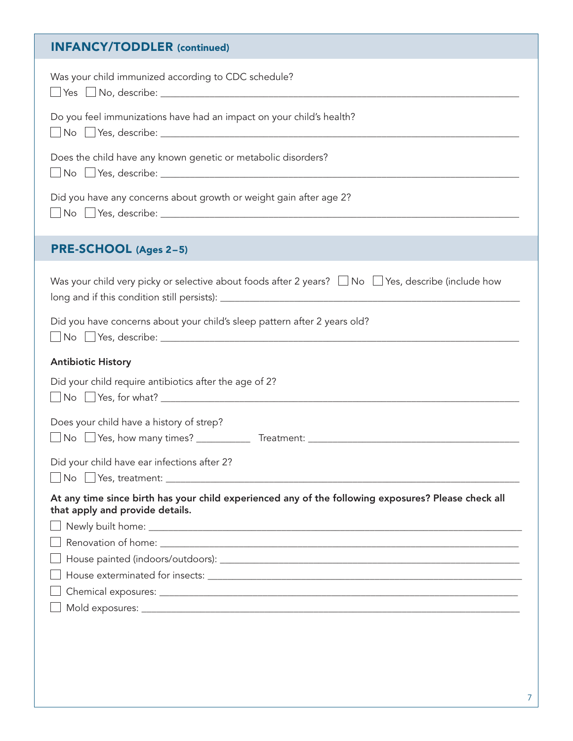## INFANCY/TODDLER (continued)

Was your child immunized according to CDC schedule?

☐ Yes ☐ No, describe: ____________________________________________

Do you feel immunizations have had an impact on your child's health?

☐ No ☐ Yes, describe: ____________________________________________

Does the child have any known genetic or metabolic disorders?

☐ No ☐ Yes, describe: ____________________________________________

Did you have any concerns about growth or weight gain after age 2?

☐ No ☐ Yes, describe: ____________________________________________

## PRE-SCHOOL (Ages 2–5)

Was your child very picky or selective about foods after 2 years? ☐ No ☐ Yes, describe (include how long and if this condition still persists): ____________________________________________

Did you have concerns about your child's sleep pattern after 2 years old?

☐ No ☐ Yes, describe: ____________________________________________

**Antibiotic History**

Did your child require antibiotics after the age of 2?

☐ No ☐ Yes, for what? ____________________________________________

Does your child have a history of strep?

☐ No ☐ Yes, how many times? __________ Treatment: ______________________________

Did your child have ear infections after 2?

☐ No ☐ Yes, treatment: ____________________________________________

**At any time since birth has your child experienced any of the following exposures? Please check all that apply and provide details.**

☐ Newly built home: ____________________________________________

☐ Renovation of home: ____________________________________________

☐ House painted (indoors/outdoors): ____________________________________________

☐ House exterminated for insects: ____________________________________________

☐ Chemical exposures: ____________________________________________

☐ Mold exposures: ____________________________________________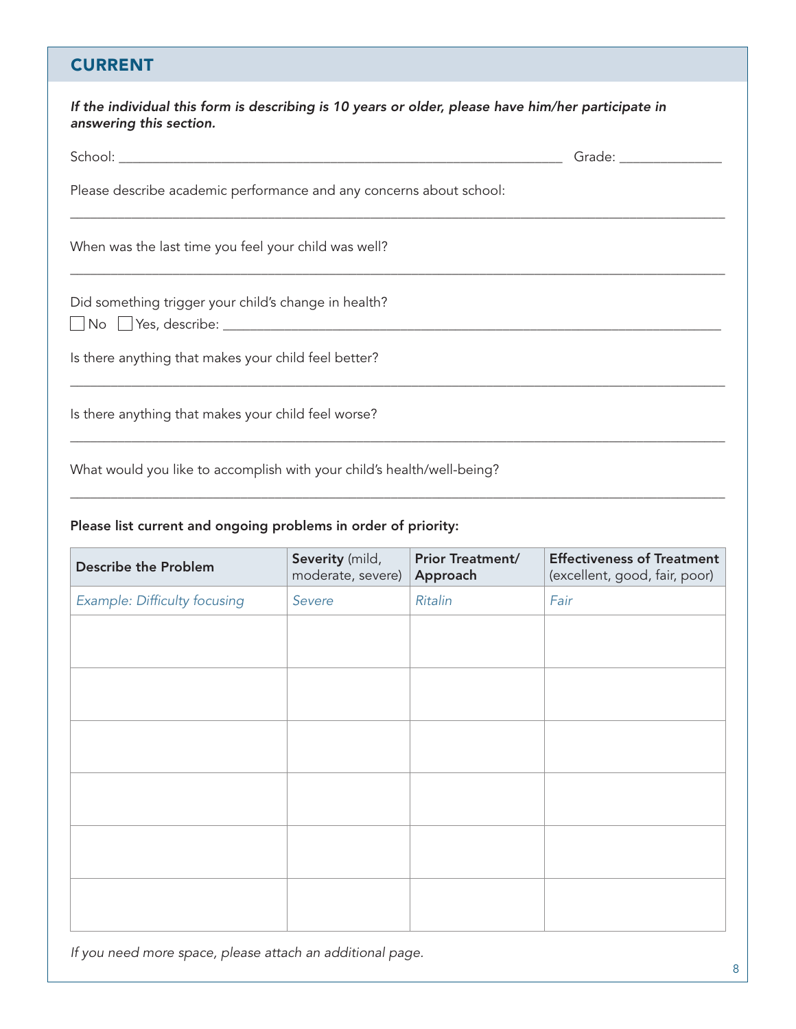## CURRENT

*If the individual this form is describing is 10 years or older, please have him/her participate in answering this section.*

School: ______________________________________________ Grade: ____________

Please describe academic performance and any concerns about school:

_______________________________________________________________________________

When was the last time you feel your child was well?

_______________________________________________________________________________

Did something trigger your child's change in health?

☐ No ☐ Yes, describe: ______________________________________________________

Is there anything that makes your child feel better?

_______________________________________________________________________________

Is there anything that makes your child feel worse?

_______________________________________________________________________________

What would you like to accomplish with your child's health/well-being?

_______________________________________________________________________________

**Please list current and ongoing problems in order of priority:**

| **Describe the Problem** | **Severity** (mild, moderate, severe) | **Prior Treatment/ Approach** | **Effectiveness of Treatment** (excellent, good, fair, poor) |
|---|---|---|---|
| *Example: Difficulty focusing* | *Severe* | *Ritalin* | *Fair* |
| | | | |
| | | | |
| | | | |
| | | | |
| | | | |
| | | | |

*If you need more space, please attach an additional page.*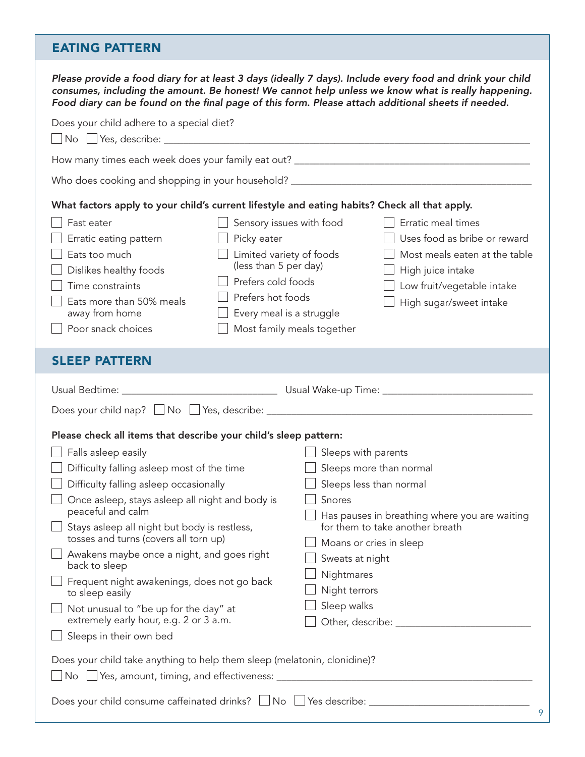## EATING PATTERN

***Please provide a food diary for at least 3 days (ideally 7 days). Include every food and drink your child consumes, including the amount. Be honest! We cannot help unless we know what is really happening. Food diary can be found on the final page of this form. Please attach additional sheets if needed.***

Does your child adhere to a special diet?

☐ No ☐ Yes, describe: ______________________________

How many times each week does your family eat out? ______________________________

Who does cooking and shopping in your household? ______________________________

**What factors apply to your child's current lifestyle and eating habits? Check all that apply.**

- ☐ Fast eater
- ☐ Erratic eating pattern
- ☐ Eats too much
- ☐ Dislikes healthy foods
- ☐ Time constraints
- ☐ Eats more than 50% meals away from home
- ☐ Poor snack choices
- ☐ Sensory issues with food
- ☐ Picky eater
- ☐ Limited variety of foods (less than 5 per day)
- ☐ Prefers cold foods
- ☐ Prefers hot foods
- ☐ Every meal is a struggle
- ☐ Most family meals together
- ☐ Erratic meal times
- ☐ Uses food as bribe or reward
- ☐ Most meals eaten at the table
- ☐ High juice intake
- ☐ Low fruit/vegetable intake
- ☐ High sugar/sweet intake

## SLEEP PATTERN

Usual Bedtime: ______________________________ Usual Wake-up Time: ______________________________

Does your child nap? ☐ No ☐ Yes, describe: ______________________________

**Please check all items that describe your child's sleep pattern:**

- ☐ Falls asleep easily
- ☐ Difficulty falling asleep most of the time
- ☐ Difficulty falling asleep occasionally
- ☐ Once asleep, stays asleep all night and body is peaceful and calm
- ☐ Stays asleep all night but body is restless, tosses and turns (covers all torn up)
- ☐ Awakens maybe once a night, and goes right back to sleep
- ☐ Frequent night awakenings, does not go back to sleep easily
- ☐ Not unusual to "be up for the day" at extremely early hour, e.g. 2 or 3 a.m.
- ☐ Sleeps in their own bed
- ☐ Sleeps with parents
- ☐ Sleeps more than normal
- ☐ Sleeps less than normal
- ☐ Snores
- ☐ Has pauses in breathing where you are waiting for them to take another breath
- ☐ Moans or cries in sleep
- ☐ Sweats at night
- ☐ Nightmares
- ☐ Night terrors
- ☐ Sleep walks
- ☐ Other, describe: ______________________________

Does your child take anything to help them sleep (melatonin, clonidine)?

☐ No ☐ Yes, amount, timing, and effectiveness: ______________________________

Does your child consume caffeinated drinks? ☐ No ☐ Yes describe: ______________________________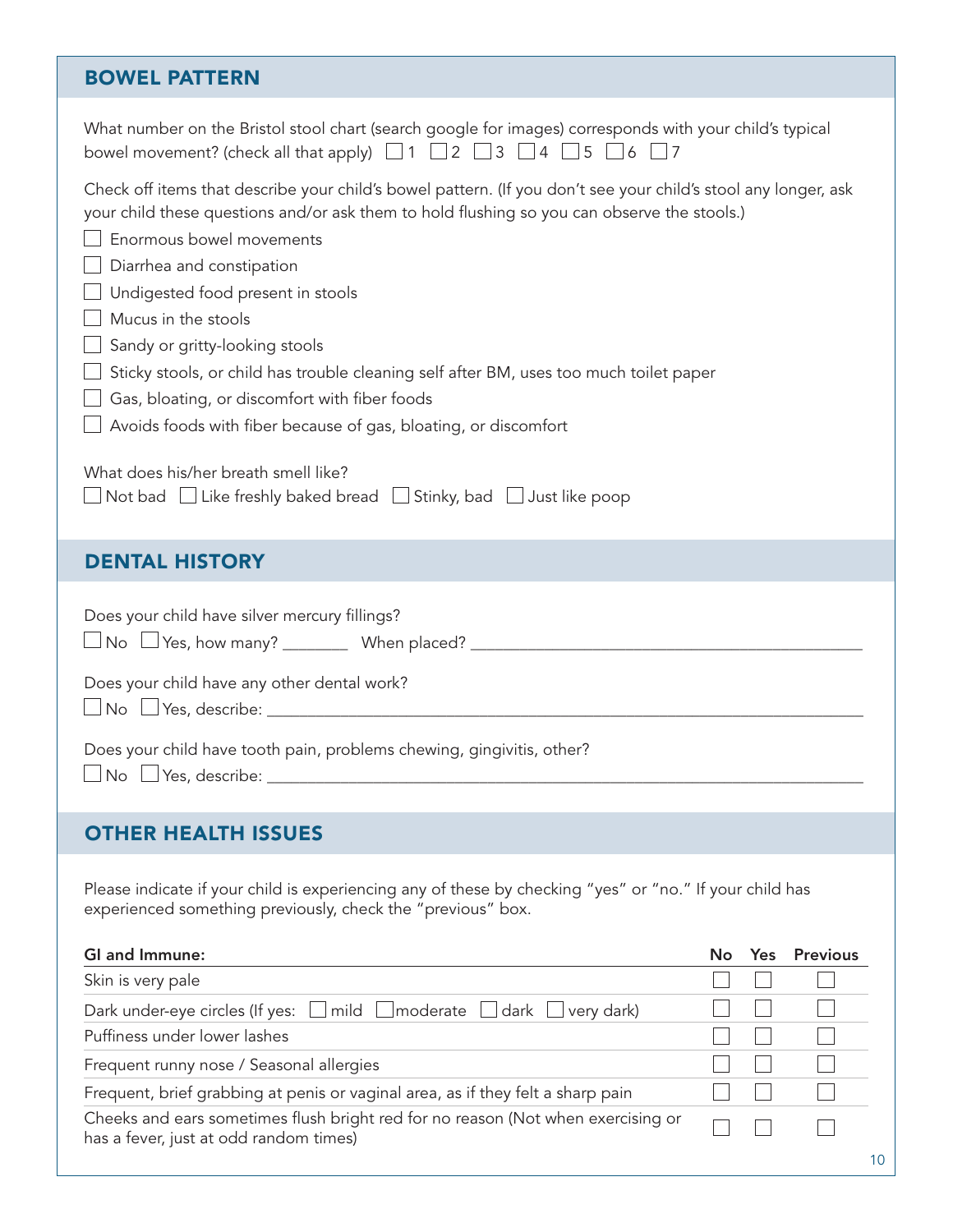## BOWEL PATTERN

What number on the Bristol stool chart (search google for images) corresponds with your child's typical bowel movement? (check all that apply) ☐ 1 ☐ 2 ☐ 3 ☐ 4 ☐ 5 ☐ 6 ☐ 7

Check off items that describe your child's bowel pattern. (If you don't see your child's stool any longer, ask your child these questions and/or ask them to hold flushing so you can observe the stools.)

- ☐ Enormous bowel movements
- ☐ Diarrhea and constipation
- ☐ Undigested food present in stools
- ☐ Mucus in the stools
- ☐ Sandy or gritty-looking stools
- ☐ Sticky stools, or child has trouble cleaning self after BM, uses too much toilet paper
- ☐ Gas, bloating, or discomfort with fiber foods
- ☐ Avoids foods with fiber because of gas, bloating, or discomfort

What does his/her breath smell like?
☐ Not bad ☐ Like freshly baked bread ☐ Stinky, bad ☐ Just like poop

## DENTAL HISTORY

Does your child have silver mercury fillings?
☐ No ☐ Yes, how many? ________ When placed? ______________________________________________

Does your child have any other dental work?
☐ No ☐ Yes, describe: ________________________________________________________________________

Does your child have tooth pain, problems chewing, gingivitis, other?
☐ No ☐ Yes, describe: ________________________________________________________________________

## OTHER HEALTH ISSUES

Please indicate if your child is experiencing any of these by checking "yes" or "no." If your child has experienced something previously, check the "previous" box.

| GI and Immune: | No | Yes | Previous |
|---|---|---|---|
| Skin is very pale | ☐ | ☐ | ☐ |
| Dark under-eye circles (If yes: ☐ mild ☐ moderate ☐ dark ☐ very dark) | ☐ | ☐ | ☐ |
| Puffiness under lower lashes | ☐ | ☐ | ☐ |
| Frequent runny nose / Seasonal allergies | ☐ | ☐ | ☐ |
| Frequent, brief grabbing at penis or vaginal area, as if they felt a sharp pain | ☐ | ☐ | ☐ |
| Cheeks and ears sometimes flush bright red for no reason (Not when exercising or has a fever, just at odd random times) | ☐ | ☐ | ☐ |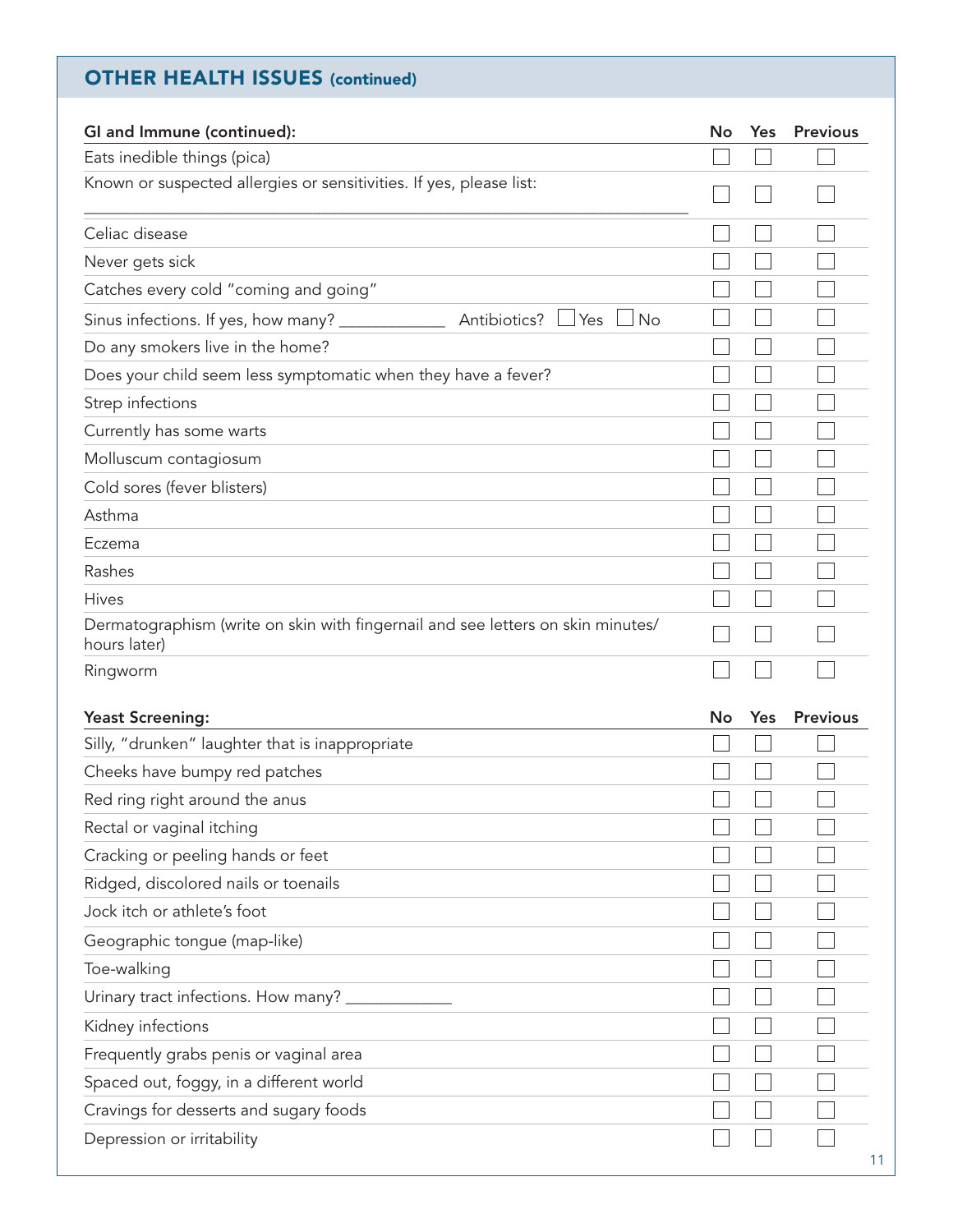## OTHER HEALTH ISSUES (continued)

| GI and Immune (continued): | No | Yes | Previous |
|---|---|---|---|
| Eats inedible things (pica) | ☐ | ☐ | ☐ |
| Known or suspected allergies or sensitivities. If yes, please list: ______________________________ | ☐ | ☐ | ☐ |
| Celiac disease | ☐ | ☐ | ☐ |
| Never gets sick | ☐ | ☐ | ☐ |
| Catches every cold "coming and going" | ☐ | ☐ | ☐ |
| Sinus infections. If yes, how many? ____________ Antibiotics? ☐ Yes ☐ No | ☐ | ☐ | ☐ |
| Do any smokers live in the home? | ☐ | ☐ | ☐ |
| Does your child seem less symptomatic when they have a fever? | ☐ | ☐ | ☐ |
| Strep infections | ☐ | ☐ | ☐ |
| Currently has some warts | ☐ | ☐ | ☐ |
| Molluscum contagiosum | ☐ | ☐ | ☐ |
| Cold sores (fever blisters) | ☐ | ☐ | ☐ |
| Asthma | ☐ | ☐ | ☐ |
| Eczema | ☐ | ☐ | ☐ |
| Rashes | ☐ | ☐ | ☐ |
| Hives | ☐ | ☐ | ☐ |
| Dermatographism (write on skin with fingernail and see letters on skin minutes/hours later) | ☐ | ☐ | ☐ |
| Ringworm | ☐ | ☐ | ☐ |

| Yeast Screening: | No | Yes | Previous |
|---|---|---|---|
| Silly, "drunken" laughter that is inappropriate | ☐ | ☐ | ☐ |
| Cheeks have bumpy red patches | ☐ | ☐ | ☐ |
| Red ring right around the anus | ☐ | ☐ | ☐ |
| Rectal or vaginal itching | ☐ | ☐ | ☐ |
| Cracking or peeling hands or feet | ☐ | ☐ | ☐ |
| Ridged, discolored nails or toenails | ☐ | ☐ | ☐ |
| Jock itch or athlete's foot | ☐ | ☐ | ☐ |
| Geographic tongue (map-like) | ☐ | ☐ | ☐ |
| Toe-walking | ☐ | ☐ | ☐ |
| Urinary tract infections. How many? ____________ | ☐ | ☐ | ☐ |
| Kidney infections | ☐ | ☐ | ☐ |
| Frequently grabs penis or vaginal area | ☐ | ☐ | ☐ |
| Spaced out, foggy, in a different world | ☐ | ☐ | ☐ |
| Cravings for desserts and sugary foods | ☐ | ☐ | ☐ |
| Depression or irritability | ☐ | ☐ | ☐ |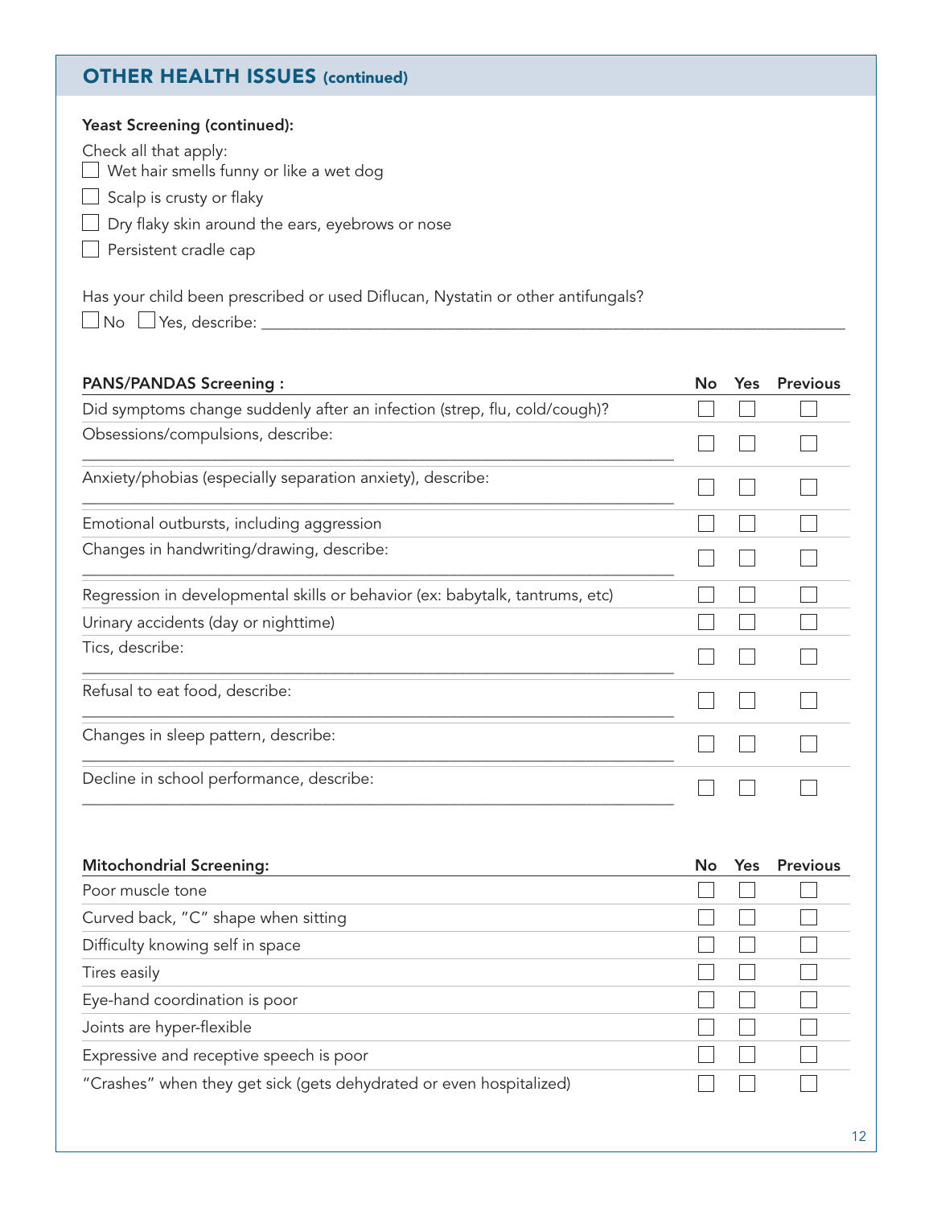## OTHER HEALTH ISSUES (continued)

**Yeast Screening (continued):**

Check all that apply:

- ☐ Wet hair smells funny or like a wet dog
- ☐ Scalp is crusty or flaky
- ☐ Dry flaky skin around the ears, eyebrows or nose
- ☐ Persistent cradle cap

Has your child been prescribed or used Diflucan, Nystatin or other antifungals?

☐ No ☐ Yes, describe: ______________________________________________________________________

| PANS/PANDAS Screening : | No | Yes | Previous |
|---|---|---|---|
| Did symptoms change suddenly after an infection (strep, flu, cold/cough)? | ☐ | ☐ | ☐ |
| Obsessions/compulsions, describe: ______________________________ | ☐ | ☐ | ☐ |
| Anxiety/phobias (especially separation anxiety), describe: ______________________________ | ☐ | ☐ | ☐ |
| Emotional outbursts, including aggression | ☐ | ☐ | ☐ |
| Changes in handwriting/drawing, describe: ______________________________ | ☐ | ☐ | ☐ |
| Regression in developmental skills or behavior (ex: babytalk, tantrums, etc) | ☐ | ☐ | ☐ |
| Urinary accidents (day or nighttime) | ☐ | ☐ | ☐ |
| Tics, describe: ______________________________ | ☐ | ☐ | ☐ |
| Refusal to eat food, describe: ______________________________ | ☐ | ☐ | ☐ |
| Changes in sleep pattern, describe: ______________________________ | ☐ | ☐ | ☐ |
| Decline in school performance, describe: ______________________________ | ☐ | ☐ | ☐ |

| Mitochondrial Screening: | No | Yes | Previous |
|---|---|---|---|
| Poor muscle tone | ☐ | ☐ | ☐ |
| Curved back, "C" shape when sitting | ☐ | ☐ | ☐ |
| Difficulty knowing self in space | ☐ | ☐ | ☐ |
| Tires easily | ☐ | ☐ | ☐ |
| Eye-hand coordination is poor | ☐ | ☐ | ☐ |
| Joints are hyper-flexible | ☐ | ☐ | ☐ |
| Expressive and receptive speech is poor | ☐ | ☐ | ☐ |
| "Crashes" when they get sick (gets dehydrated or even hospitalized) | ☐ | ☐ | ☐ |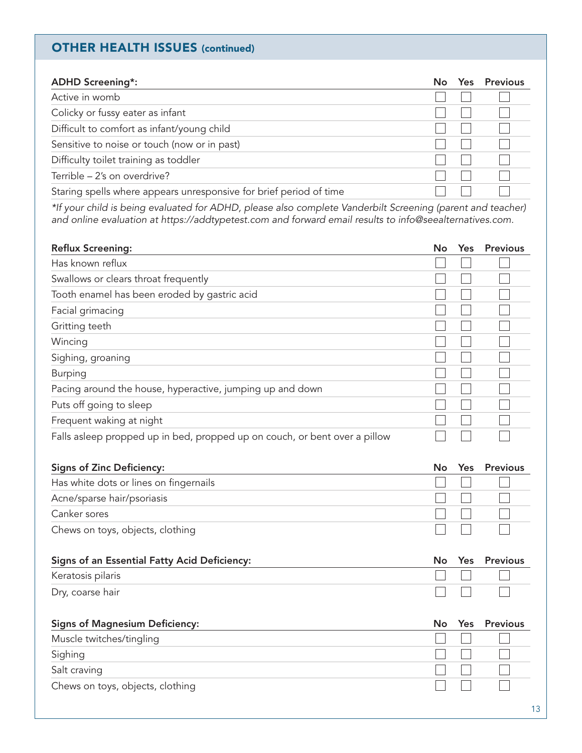## OTHER HEALTH ISSUES (continued)

| ADHD Screening*: | No | Yes | Previous |
|---|---|---|---|
| Active in womb | ☐ | ☐ | ☐ |
| Colicky or fussy eater as infant | ☐ | ☐ | ☐ |
| Difficult to comfort as infant/young child | ☐ | ☐ | ☐ |
| Sensitive to noise or touch (now or in past) | ☐ | ☐ | ☐ |
| Difficulty toilet training as toddler | ☐ | ☐ | ☐ |
| Terrible – 2's on overdrive? | ☐ | ☐ | ☐ |
| Staring spells where appears unresponsive for brief period of time | ☐ | ☐ | ☐ |

*\*If your child is being evaluated for ADHD, please also complete Vanderbilt Screening (parent and teacher) and online evaluation at https://addtypetest.com and forward email results to info@seealternatives.com.*

| Reflux Screening: | No | Yes | Previous |
|---|---|---|---|
| Has known reflux | ☐ | ☐ | ☐ |
| Swallows or clears throat frequently | ☐ | ☐ | ☐ |
| Tooth enamel has been eroded by gastric acid | ☐ | ☐ | ☐ |
| Facial grimacing | ☐ | ☐ | ☐ |
| Gritting teeth | ☐ | ☐ | ☐ |
| Wincing | ☐ | ☐ | ☐ |
| Sighing, groaning | ☐ | ☐ | ☐ |
| Burping | ☐ | ☐ | ☐ |
| Pacing around the house, hyperactive, jumping up and down | ☐ | ☐ | ☐ |
| Puts off going to sleep | ☐ | ☐ | ☐ |
| Frequent waking at night | ☐ | ☐ | ☐ |
| Falls asleep propped up in bed, propped up on couch, or bent over a pillow | ☐ | ☐ | ☐ |

| Signs of Zinc Deficiency: | No | Yes | Previous |
|---|---|---|---|
| Has white dots or lines on fingernails | ☐ | ☐ | ☐ |
| Acne/sparse hair/psoriasis | ☐ | ☐ | ☐ |
| Canker sores | ☐ | ☐ | ☐ |
| Chews on toys, objects, clothing | ☐ | ☐ | ☐ |

| Signs of an Essential Fatty Acid Deficiency: | No | Yes | Previous |
|---|---|---|---|
| Keratosis pilaris | ☐ | ☐ | ☐ |
| Dry, coarse hair | ☐ | ☐ | ☐ |

| Signs of Magnesium Deficiency: | No | Yes | Previous |
|---|---|---|---|
| Muscle twitches/tingling | ☐ | ☐ | ☐ |
| Sighing | ☐ | ☐ | ☐ |
| Salt craving | ☐ | ☐ | ☐ |
| Chews on toys, objects, clothing | ☐ | ☐ | ☐ |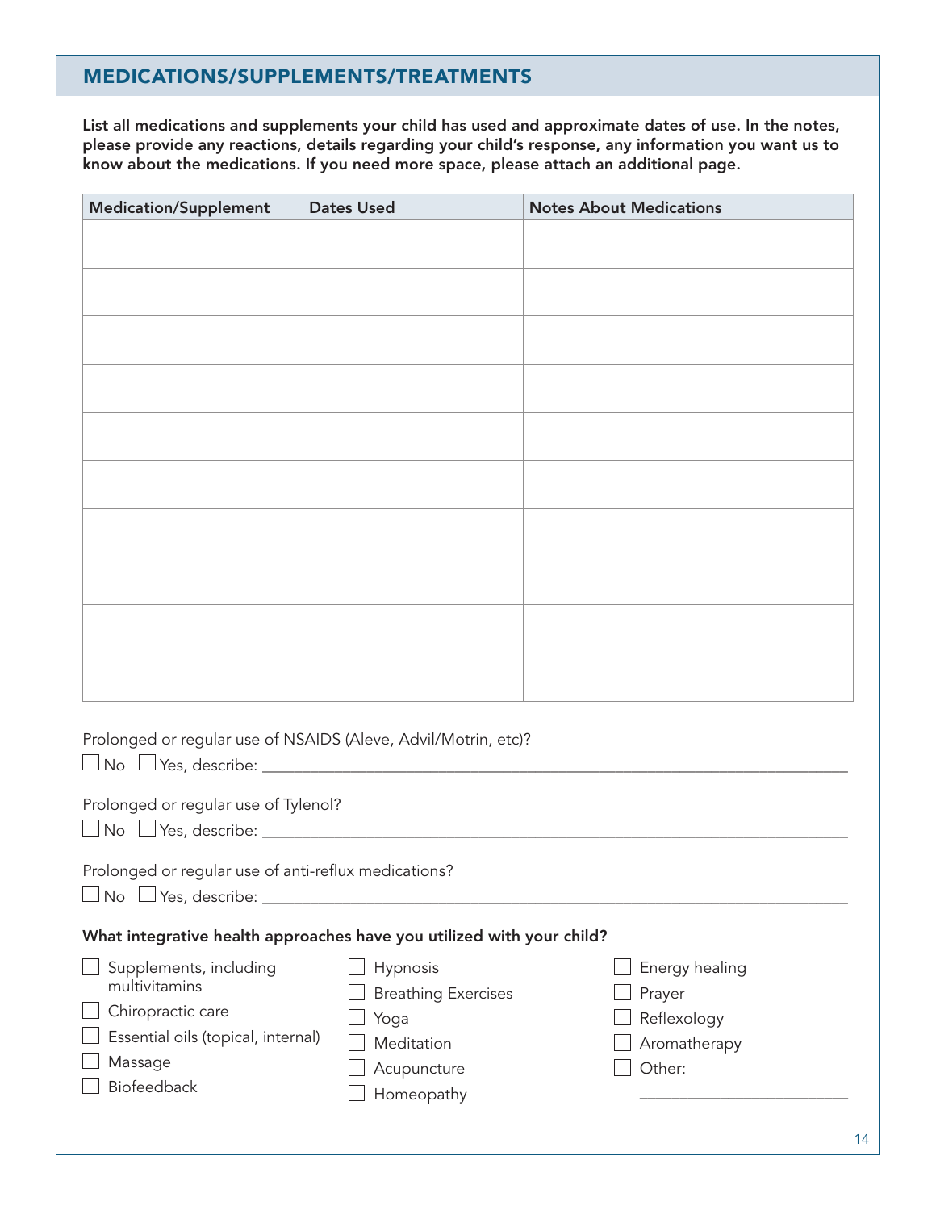## MEDICATIONS/SUPPLEMENTS/TREATMENTS

**List all medications and supplements your child has used and approximate dates of use. In the notes, please provide any reactions, details regarding your child's response, any information you want us to know about the medications. If you need more space, please attach an additional page.**

| Medication/Supplement | Dates Used | Notes About Medications |
|---|---|---|
| | | |
| | | |
| | | |
| | | |
| | | |
| | | |
| | | |
| | | |
| | | |
| | | |

Prolonged or regular use of NSAIDS (Aleve, Advil/Motrin, etc)?

☐ No ☐ Yes, describe: ___________________________________________________________________

Prolonged or regular use of Tylenol?

☐ No ☐ Yes, describe: ___________________________________________________________________

Prolonged or regular use of anti-reflux medications?

☐ No ☐ Yes, describe: ___________________________________________________________________

**What integrative health approaches have you utilized with your child?**

- ☐ Supplements, including multivitamins
- ☐ Chiropractic care
- ☐ Essential oils (topical, internal)
- ☐ Massage
- ☐ Biofeedback
- ☐ Hypnosis
- ☐ Breathing Exercises
- ☐ Yoga
- ☐ Meditation
- ☐ Acupuncture
- ☐ Homeopathy
- ☐ Energy healing
- ☐ Prayer
- ☐ Reflexology
- ☐ Aromatherapy
- ☐ Other: ________________________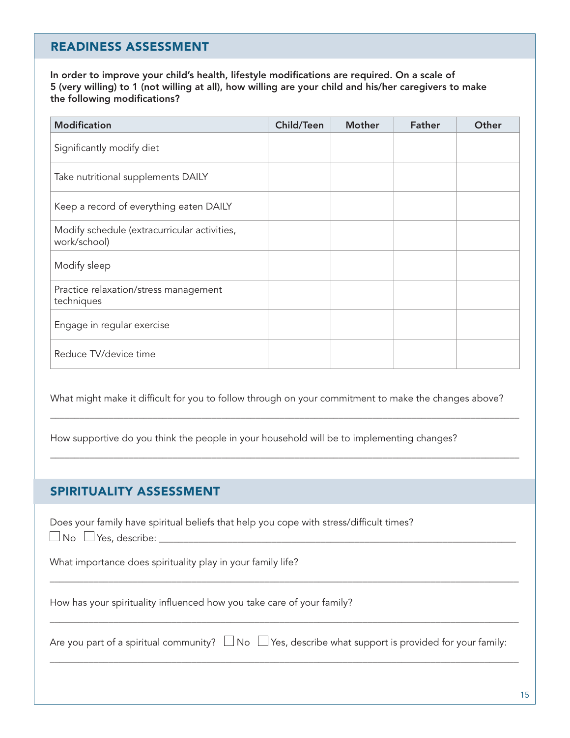## READINESS ASSESSMENT

**In order to improve your child's health, lifestyle modifications are required. On a scale of 5 (very willing) to 1 (not willing at all), how willing are your child and his/her caregivers to make the following modifications?**

| Modification | Child/Teen | Mother | Father | Other |
|---|---|---|---|---|
| Significantly modify diet | | | | |
| Take nutritional supplements DAILY | | | | |
| Keep a record of everything eaten DAILY | | | | |
| Modify schedule (extracurricular activities, work/school) | | | | |
| Modify sleep | | | | |
| Practice relaxation/stress management techniques | | | | |
| Engage in regular exercise | | | | |
| Reduce TV/device time | | | | |

What might make it difficult for you to follow through on your commitment to make the changes above?

_______________________________________________________________________________

How supportive do you think the people in your household will be to implementing changes?

_______________________________________________________________________________

## SPIRITUALITY ASSESSMENT

Does your family have spiritual beliefs that help you cope with stress/difficult times?

☐ No ☐ Yes, describe: _______________________________________________________________

What importance does spirituality play in your family life?

_______________________________________________________________________________

How has your spirituality influenced how you take care of your family?

_______________________________________________________________________________

Are you part of a spiritual community? ☐ No ☐ Yes, describe what support is provided for your family:

_______________________________________________________________________________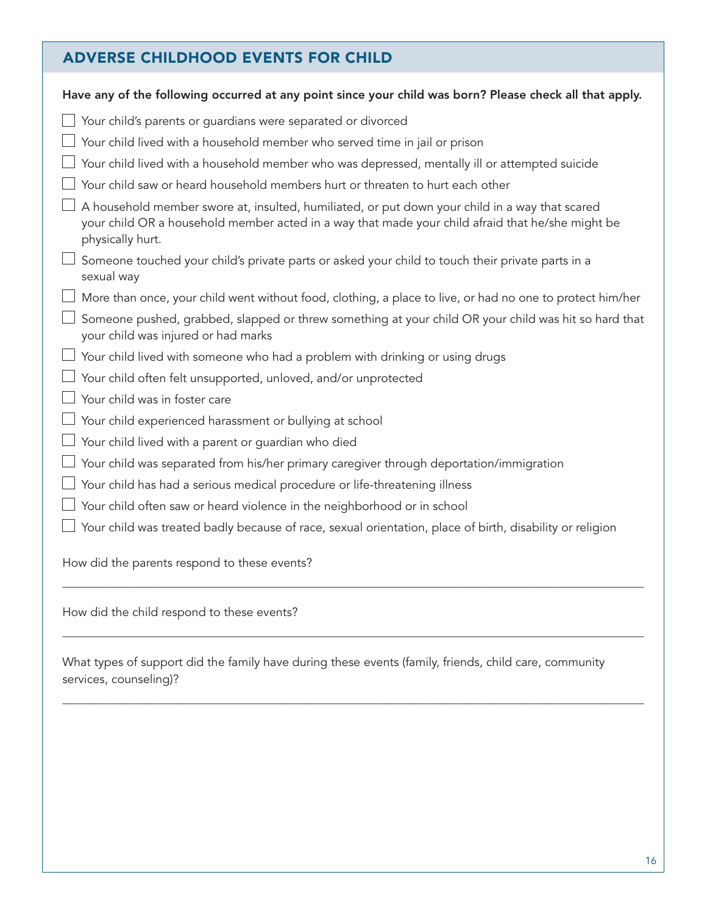## ADVERSE CHILDHOOD EVENTS FOR CHILD

**Have any of the following occurred at any point since your child was born? Please check all that apply.**

- [ ] Your child's parents or guardians were separated or divorced
- [ ] Your child lived with a household member who served time in jail or prison
- [ ] Your child lived with a household member who was depressed, mentally ill or attempted suicide
- [ ] Your child saw or heard household members hurt or threaten to hurt each other
- [ ] A household member swore at, insulted, humiliated, or put down your child in a way that scared your child OR a household member acted in a way that made your child afraid that he/she might be physically hurt.
- [ ] Someone touched your child's private parts or asked your child to touch their private parts in a sexual way
- [ ] More than once, your child went without food, clothing, a place to live, or had no one to protect him/her
- [ ] Someone pushed, grabbed, slapped or threw something at your child OR your child was hit so hard that your child was injured or had marks
- [ ] Your child lived with someone who had a problem with drinking or using drugs
- [ ] Your child often felt unsupported, unloved, and/or unprotected
- [ ] Your child was in foster care
- [ ] Your child experienced harassment or bullying at school
- [ ] Your child lived with a parent or guardian who died
- [ ] Your child was separated from his/her primary caregiver through deportation/immigration
- [ ] Your child has had a serious medical procedure or life-threatening illness
- [ ] Your child often saw or heard violence in the neighborhood or in school
- [ ] Your child was treated badly because of race, sexual orientation, place of birth, disability or religion

How did the parents respond to these events?

______________________________________________________________________________

How did the child respond to these events?

______________________________________________________________________________

What types of support did the family have during these events (family, friends, child care, community services, counseling)?

______________________________________________________________________________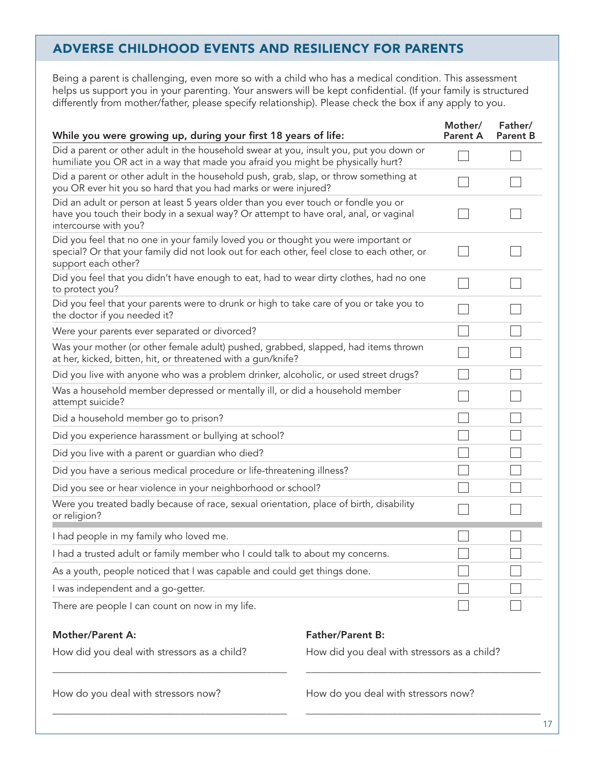## ADVERSE CHILDHOOD EVENTS AND RESILIENCY FOR PARENTS

Being a parent is challenging, even more so with a child who has a medical condition. This assessment helps us support you in your parenting. Your answers will be kept confidential. (If your family is structured differently from mother/father, please specify relationship). Please check the box if any apply to you.

| While you were growing up, during your first 18 years of life: | Mother/ Parent A | Father/ Parent B |
|---|---|---|
| Did a parent or other adult in the household swear at you, insult you, put you down or humiliate you OR act in a way that made you afraid you might be physically hurt? | ☐ | ☐ |
| Did a parent or other adult in the household push, grab, slap, or throw something at you OR ever hit you so hard that you had marks or were injured? | ☐ | ☐ |
| Did an adult or person at least 5 years older than you ever touch or fondle you or have you touch their body in a sexual way? Or attempt to have oral, anal, or vaginal intercourse with you? | ☐ | ☐ |
| Did you feel that no one in your family loved you or thought you were important or special? Or that your family did not look out for each other, feel close to each other, or support each other? | ☐ | ☐ |
| Did you feel that you didn't have enough to eat, had to wear dirty clothes, had no one to protect you? | ☐ | ☐ |
| Did you feel that your parents were to drunk or high to take care of you or take you to the doctor if you needed it? | ☐ | ☐ |
| Were your parents ever separated or divorced? | ☐ | ☐ |
| Was your mother (or other female adult) pushed, grabbed, slapped, had items thrown at her, kicked, bitten, hit, or threatened with a gun/knife? | ☐ | ☐ |
| Did you live with anyone who was a problem drinker, alcoholic, or used street drugs? | ☐ | ☐ |
| Was a household member depressed or mentally ill, or did a household member attempt suicide? | ☐ | ☐ |
| Did a household member go to prison? | ☐ | ☐ |
| Did you experience harassment or bullying at school? | ☐ | ☐ |
| Did you live with a parent or guardian who died? | ☐ | ☐ |
| Did you have a serious medical procedure or life-threatening illness? | ☐ | ☐ |
| Did you see or hear violence in your neighborhood or school? | ☐ | ☐ |
| Were you treated badly because of race, sexual orientation, place of birth, disability or religion? | ☐ | ☐ |
| I had people in my family who loved me. | ☐ | ☐ |
| I had a trusted adult or family member who I could talk to about my concerns. | ☐ | ☐ |
| As a youth, people noticed that I was capable and could get things done. | ☐ | ☐ |
| I was independent and a go-getter. | ☐ | ☐ |
| There are people I can count on now in my life. | ☐ | ☐ |

**Mother/Parent A:**

How did you deal with stressors as a child?

\_\_\_\_\_\_\_\_\_\_\_\_\_\_\_\_\_\_\_\_\_\_\_\_\_\_\_\_\_\_\_\_\_\_\_\_\_\_\_\_

How do you deal with stressors now?

\_\_\_\_\_\_\_\_\_\_\_\_\_\_\_\_\_\_\_\_\_\_\_\_\_\_\_\_\_\_\_\_\_\_\_\_\_\_\_\_

**Father/Parent B:**

How did you deal with stressors as a child?

\_\_\_\_\_\_\_\_\_\_\_\_\_\_\_\_\_\_\_\_\_\_\_\_\_\_\_\_\_\_\_\_\_\_\_\_\_\_\_\_

How do you deal with stressors now?

\_\_\_\_\_\_\_\_\_\_\_\_\_\_\_\_\_\_\_\_\_\_\_\_\_\_\_\_\_\_\_\_\_\_\_\_\_\_\_\_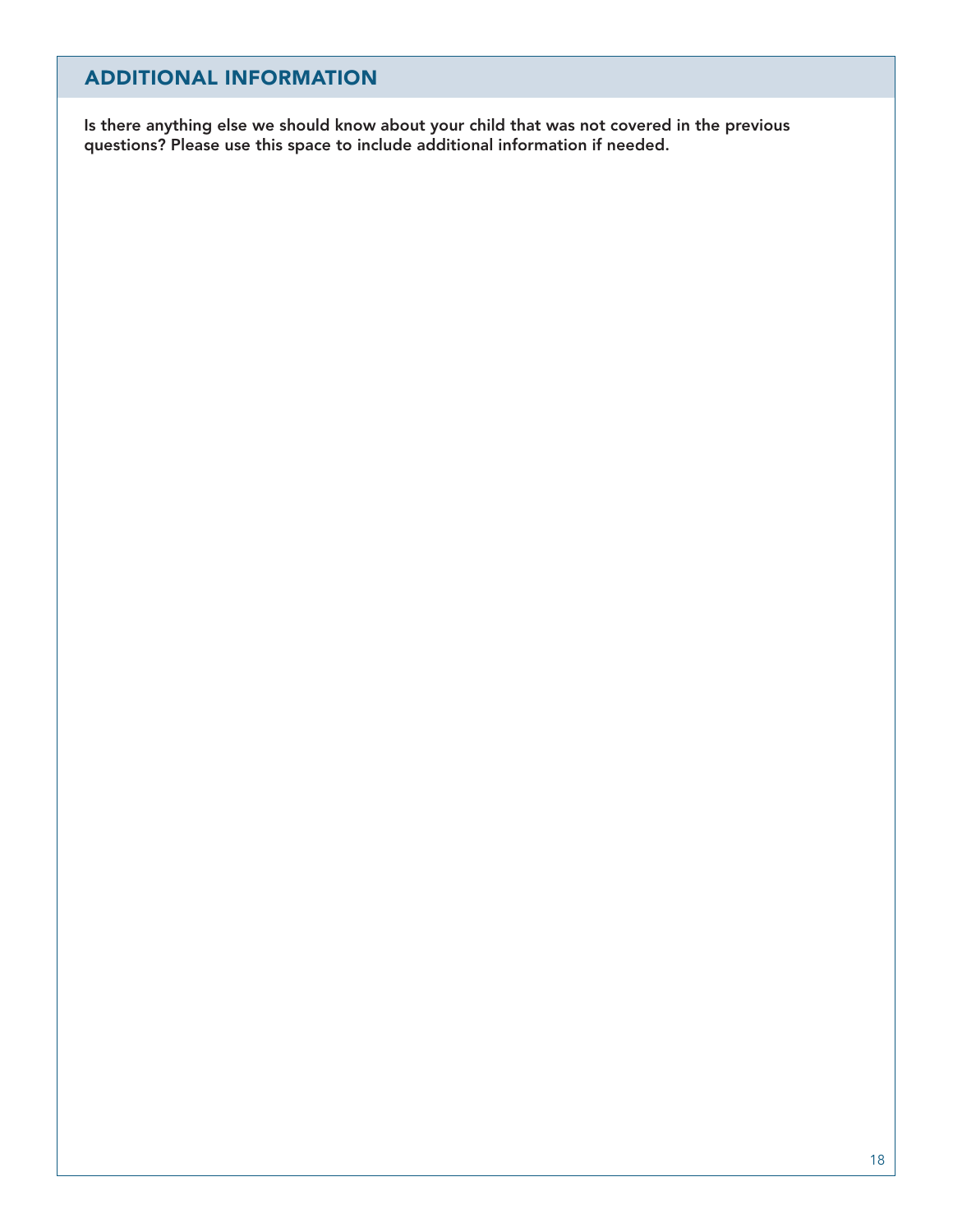## ADDITIONAL INFORMATION

**Is there anything else we should know about your child that was not covered in the previous questions? Please use this space to include additional information if needed.**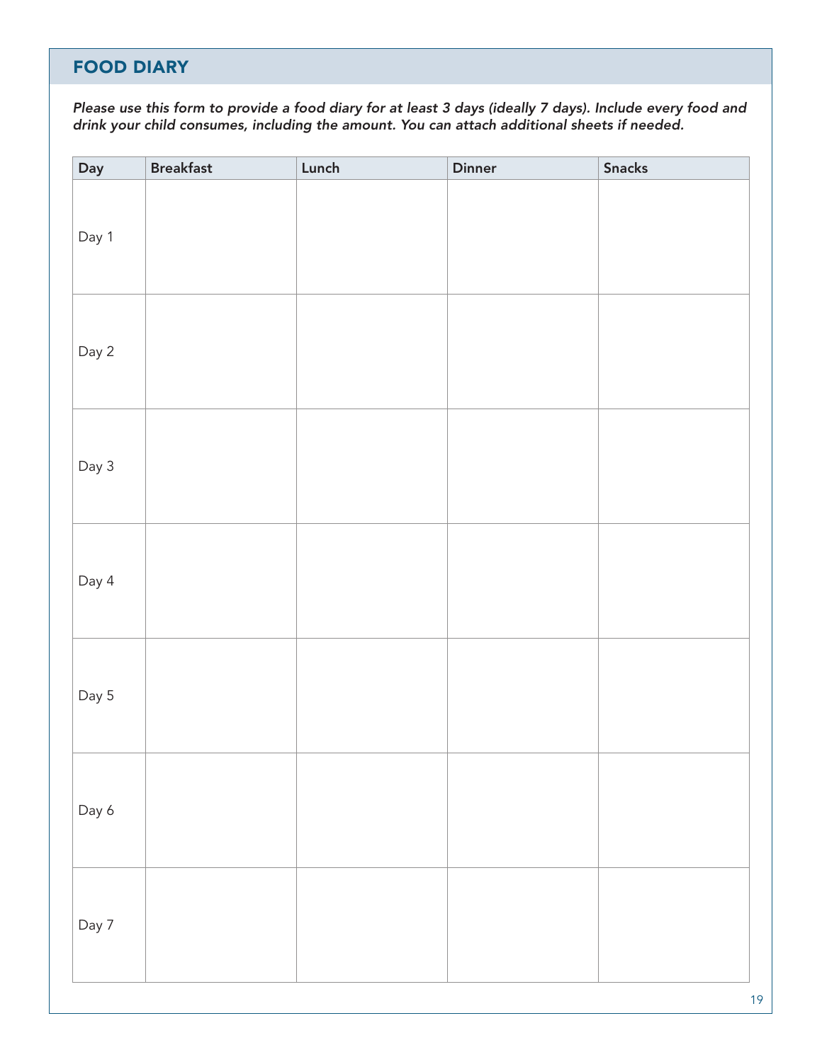## FOOD DIARY

*Please use this form to provide a food diary for at least 3 days (ideally 7 days). Include every food and drink your child consumes, including the amount. You can attach additional sheets if needed.*

| Day | Breakfast | Lunch | Dinner | Snacks |
|---|---|---|---|---|
| Day 1 | | | | |
| Day 2 | | | | |
| Day 3 | | | | |
| Day 4 | | | | |
| Day 5 | | | | |
| Day 6 | | | | |
| Day 7 | | | | |